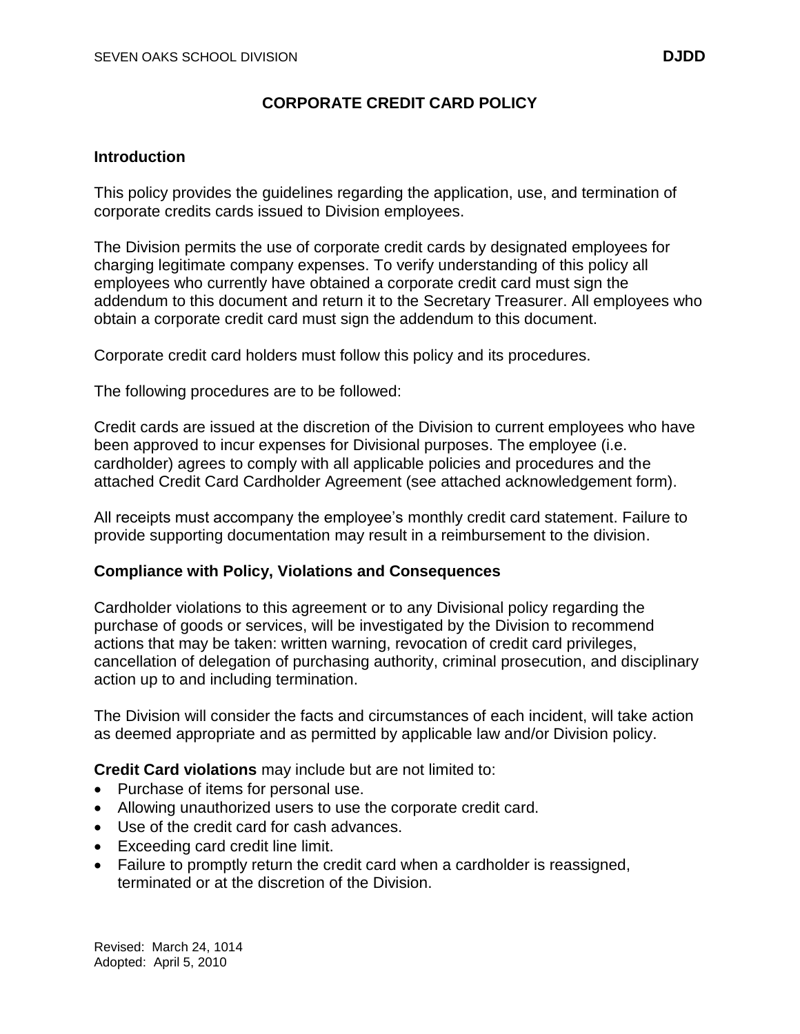# CORPORATE CREDIT CARD POLICY

## Introduction

This policy provides the guidelines regarding the application, use, and termination of corporate credits cards issued to Division employees.

The Division permits the use of corporate credit cards by designated employees for charging legitimate company expenses. To verify understanding of this policy all employees who currently have obtained a corporate credit card must sign the addendum to this document and return it to the Secretary Treasurer. All employees who obtain a corporate credit card must sign the addendum to this document.

Corporate credit card holders must follow this policy and its procedures.

The following procedures are to be followed:

Credit cards are issued at the discretion of the Division to current employees who have been approved to incur expenses for Divisional purposes. The employee (i.e. cardholder) agrees to comply with all applicable policies and procedures and the attached Credit Card Cardholder Agreement (see attached acknowledgement form).

All receipts must accompany the employee's monthly credit card statement. Failure to provide supporting documentation may result in a reimbursement to the division.

## Compliance with Policy, Violations and Consequences

Cardholder violations to this agreement or to any Divisional policy regarding the purchase of goods or services, will be investigated by the Division to recommend actions that may be taken: written warning, revocation of credit card privileges, cancellation of delegation of purchasing authority, criminal prosecution, and disciplinary action up to and including termination.

The Division will consider the facts and circumstances of each incident, will take action as deemed appropriate and as permitted by applicable law and/or Division policy.

**Credit Card violations** may include but are not limited to:

- Purchase of items for personal use.
- Allowing unauthorized users to use the corporate credit card.
- Use of the credit card for cash advances.
- Exceeding card credit line limit.
- Failure to promptly return the credit card when a cardholder is reassigned, terminated or at the discretion of the Division.

Revised: March 24, 1014
Adopted: April 5, 2010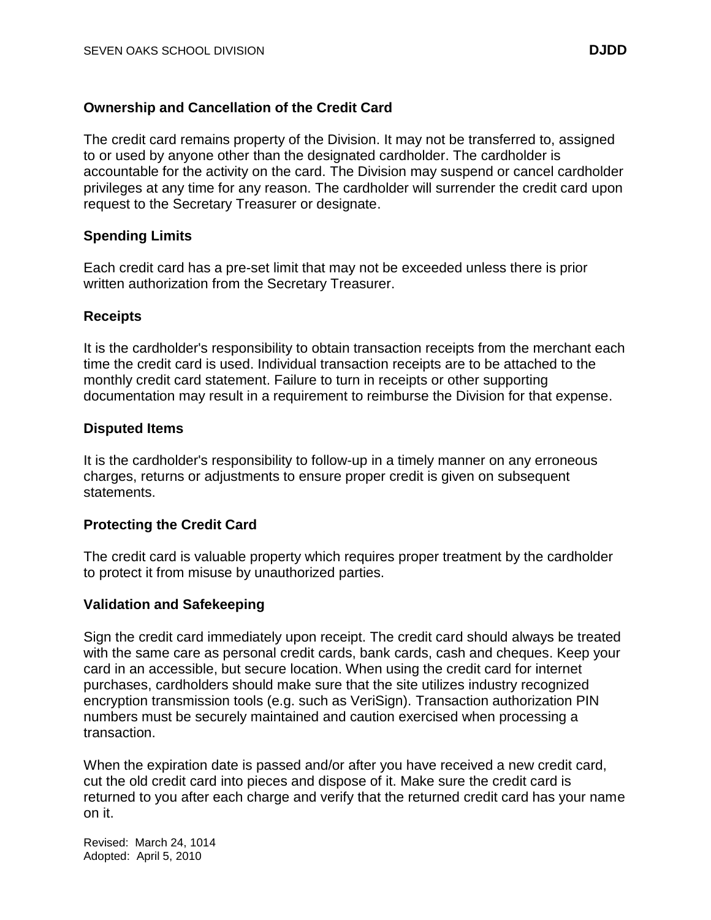## Ownership and Cancellation of the Credit Card

The credit card remains property of the Division. It may not be transferred to, assigned to or used by anyone other than the designated cardholder. The cardholder is accountable for the activity on the card. The Division may suspend or cancel cardholder privileges at any time for any reason. The cardholder will surrender the credit card upon request to the Secretary Treasurer or designate.

## Spending Limits

Each credit card has a pre-set limit that may not be exceeded unless there is prior written authorization from the Secretary Treasurer.

## Receipts

It is the cardholder's responsibility to obtain transaction receipts from the merchant each time the credit card is used. Individual transaction receipts are to be attached to the monthly credit card statement. Failure to turn in receipts or other supporting documentation may result in a requirement to reimburse the Division for that expense.

## Disputed Items

It is the cardholder's responsibility to follow-up in a timely manner on any erroneous charges, returns or adjustments to ensure proper credit is given on subsequent statements.

## Protecting the Credit Card

The credit card is valuable property which requires proper treatment by the cardholder to protect it from misuse by unauthorized parties.

## Validation and Safekeeping

Sign the credit card immediately upon receipt. The credit card should always be treated with the same care as personal credit cards, bank cards, cash and cheques. Keep your card in an accessible, but secure location. When using the credit card for internet purchases, cardholders should make sure that the site utilizes industry recognized encryption transmission tools (e.g. such as VeriSign). Transaction authorization PIN numbers must be securely maintained and caution exercised when processing a transaction.

When the expiration date is passed and/or after you have received a new credit card, cut the old credit card into pieces and dispose of it. Make sure the credit card is returned to you after each charge and verify that the returned credit card has your name on it.

Revised: March 24, 1014
Adopted: April 5, 2010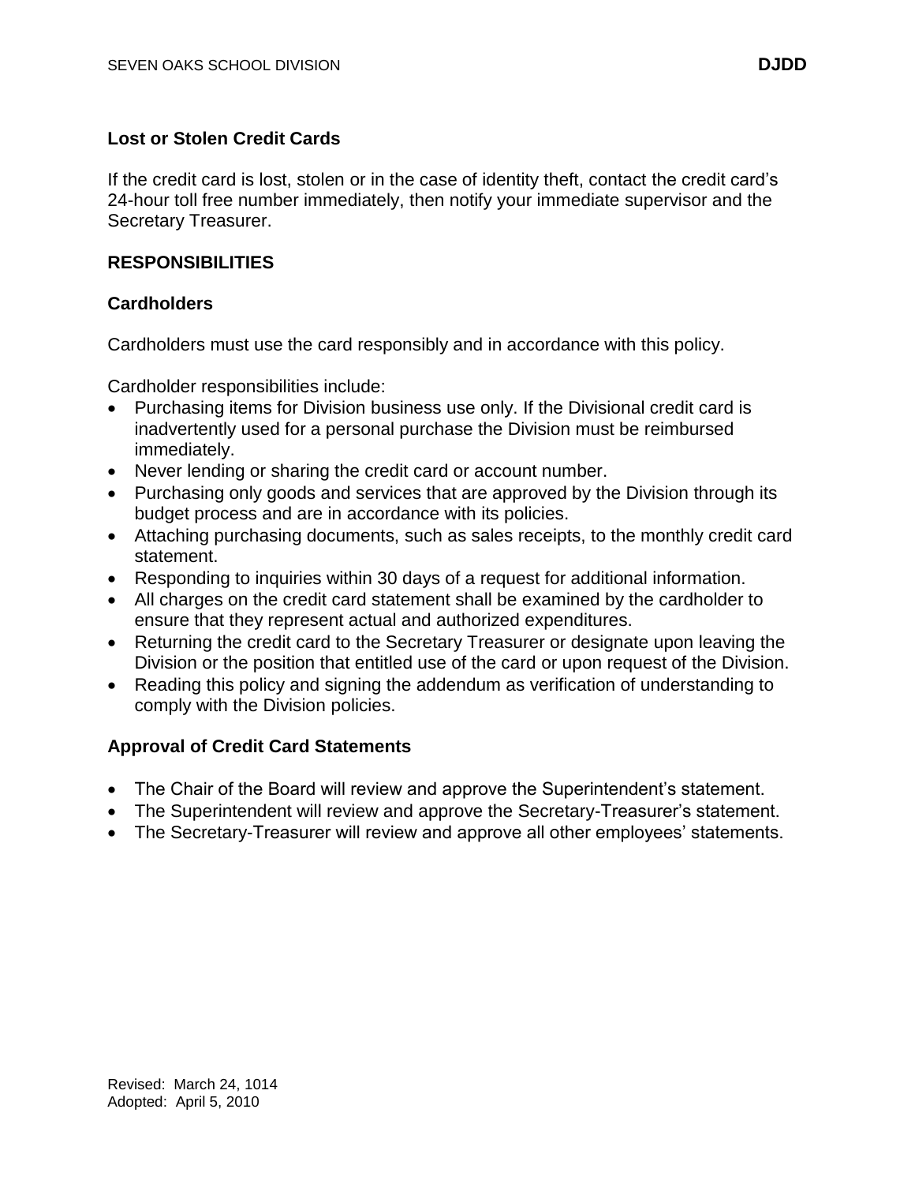### Lost or Stolen Credit Cards

If the credit card is lost, stolen or in the case of identity theft, contact the credit card's 24-hour toll free number immediately, then notify your immediate supervisor and the Secretary Treasurer.

## RESPONSIBILITIES

### Cardholders

Cardholders must use the card responsibly and in accordance with this policy.

Cardholder responsibilities include:

- Purchasing items for Division business use only. If the Divisional credit card is inadvertently used for a personal purchase the Division must be reimbursed immediately.
- Never lending or sharing the credit card or account number.
- Purchasing only goods and services that are approved by the Division through its budget process and are in accordance with its policies.
- Attaching purchasing documents, such as sales receipts, to the monthly credit card statement.
- Responding to inquiries within 30 days of a request for additional information.
- All charges on the credit card statement shall be examined by the cardholder to ensure that they represent actual and authorized expenditures.
- Returning the credit card to the Secretary Treasurer or designate upon leaving the Division or the position that entitled use of the card or upon request of the Division.
- Reading this policy and signing the addendum as verification of understanding to comply with the Division policies.

### Approval of Credit Card Statements

- The Chair of the Board will review and approve the Superintendent's statement.
- The Superintendent will review and approve the Secretary-Treasurer's statement.
- The Secretary-Treasurer will review and approve all other employees' statements.

Revised: March 24, 1014
Adopted: April 5, 2010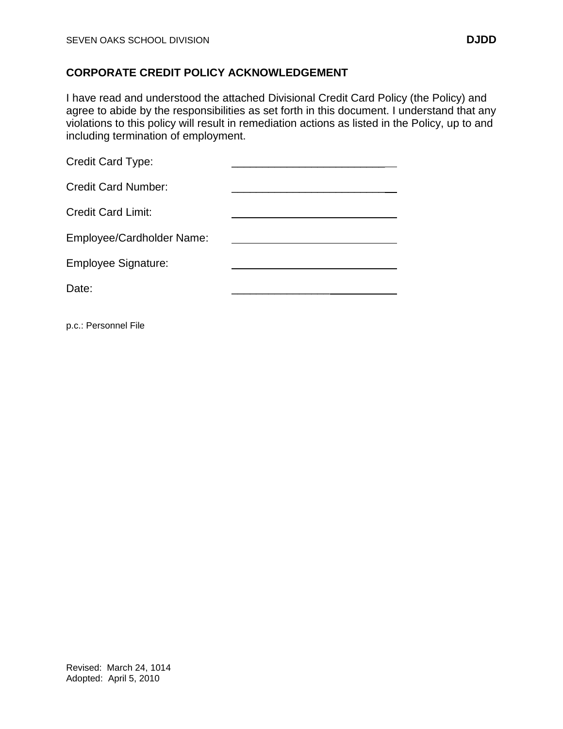## CORPORATE CREDIT POLICY ACKNOWLEDGEMENT

I have read and understood the attached Divisional Credit Card Policy (the Policy) and agree to abide by the responsibilities as set forth in this document. I understand that any violations to this policy will result in remediation actions as listed in the Policy, up to and including termination of employment.

Credit Card Type: ____________________________

Credit Card Number: ____________________________

Credit Card Limit: ____________________________

Employee/Cardholder Name: ____________________________

Employee Signature: ____________________________

Date: ____________________________

p.c.: Personnel File

Revised: March 24, 1014
Adopted: April 5, 2010